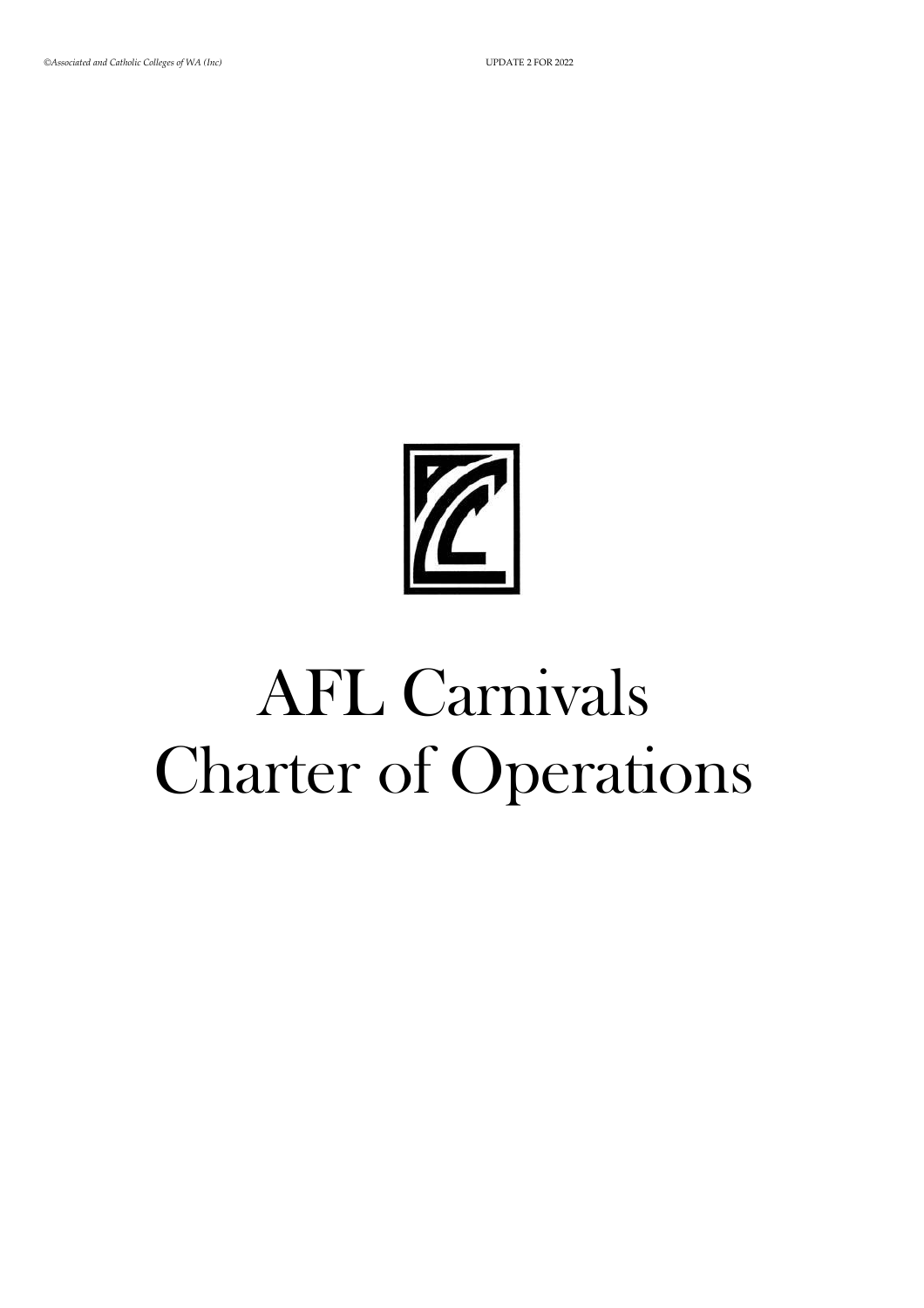# AFL Carnivals Charter of Operations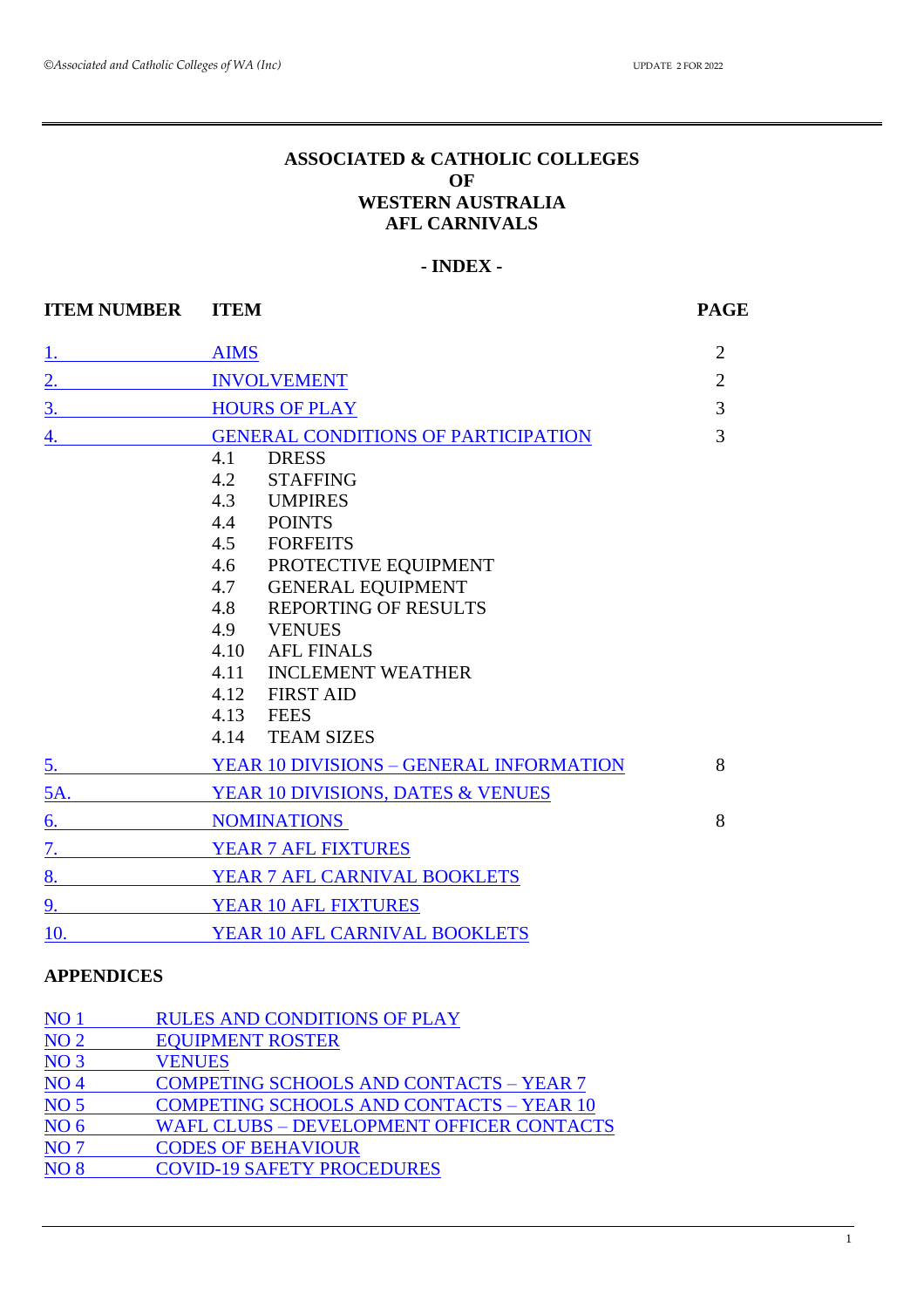# ASSOCIATED & CATHOLIC COLLEGES OF WESTERN AUSTRALIA AFL CARNIVALS

## - INDEX -

| ITEM NUMBER | ITEM | PAGE |
|---|---|---|
| 1. | AIMS | 2 |
| 2. | INVOLVEMENT | 2 |
| 3. | HOURS OF PLAY | 3 |
| 4. | GENERAL CONDITIONS OF PARTICIPATION | 3 |
| | 4.1 DRESS | |
| | 4.2 STAFFING | |
| | 4.3 UMPIRES | |
| | 4.4 POINTS | |
| | 4.5 FORFEITS | |
| | 4.6 PROTECTIVE EQUIPMENT | |
| | 4.7 GENERAL EQUIPMENT | |
| | 4.8 REPORTING OF RESULTS | |
| | 4.9 VENUES | |
| | 4.10 AFL FINALS | |
| | 4.11 INCLEMENT WEATHER | |
| | 4.12 FIRST AID | |
| | 4.13 FEES | |
| | 4.14 TEAM SIZES | |
| 5. | YEAR 10 DIVISIONS – GENERAL INFORMATION | 8 |
| 5A. | YEAR 10 DIVISIONS, DATES & VENUES | |
| 6. | NOMINATIONS | 8 |
| 7. | YEAR 7 AFL FIXTURES | |
| 8. | YEAR 7 AFL CARNIVAL BOOKLETS | |
| 9. | YEAR 10 AFL FIXTURES | |
| 10. | YEAR 10 AFL CARNIVAL BOOKLETS | |

## APPENDICES

| | |
|---|---|
| NO 1 | RULES AND CONDITIONS OF PLAY |
| NO 2 | EQUIPMENT ROSTER |
| NO 3 | VENUES |
| NO 4 | COMPETING SCHOOLS AND CONTACTS – YEAR 7 |
| NO 5 | COMPETING SCHOOLS AND CONTACTS – YEAR 10 |
| NO 6 | WAFL CLUBS – DEVELOPMENT OFFICER CONTACTS |
| NO 7 | CODES OF BEHAVIOUR |
| NO 8 | COVID-19 SAFETY PROCEDURES |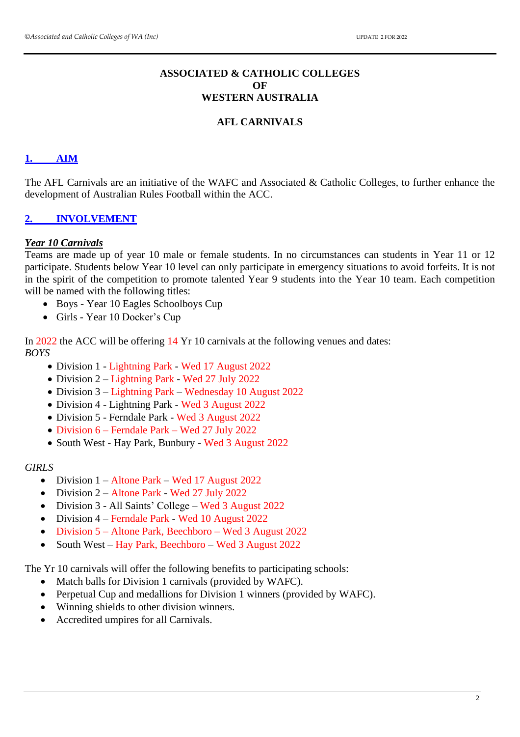# ASSOCIATED & CATHOLIC COLLEGES
# OF
# WESTERN AUSTRALIA

## AFL CARNIVALS

## 1. AIM

The AFL Carnivals are an initiative of the WAFC and Associated & Catholic Colleges, to further enhance the development of Australian Rules Football within the ACC.

## 2. INVOLVEMENT

### *Year 10 Carnivals*

Teams are made up of year 10 male or female students. In no circumstances can students in Year 11 or 12 participate. Students below Year 10 level can only participate in emergency situations to avoid forfeits. It is not in the spirit of the competition to promote talented Year 9 students into the Year 10 team. Each competition will be named with the following titles:

- Boys - Year 10 Eagles Schoolboys Cup
- Girls - Year 10 Docker's Cup

In 2022 the ACC will be offering 14 Yr 10 carnivals at the following venues and dates:

*BOYS*

- Division 1 - Lightning Park - Wed 17 August 2022
- Division 2 – Lightning Park - Wed 27 July 2022
- Division 3 – Lightning Park – Wednesday 10 August 2022
- Division 4 - Lightning Park - Wed 3 August 2022
- Division 5 - Ferndale Park - Wed 3 August 2022
- Division 6 – Ferndale Park – Wed 27 July 2022
- South West - Hay Park, Bunbury - Wed 3 August 2022

*GIRLS*

- Division 1 – Altone Park – Wed 17 August 2022
- Division 2 – Altone Park - Wed 27 July 2022
- Division 3 - All Saints' College – Wed 3 August 2022
- Division 4 – Ferndale Park - Wed 10 August 2022
- Division 5 – Altone Park, Beechboro – Wed 3 August 2022
- South West – Hay Park, Beechboro – Wed 3 August 2022

The Yr 10 carnivals will offer the following benefits to participating schools:

- Match balls for Division 1 carnivals (provided by WAFC).
- Perpetual Cup and medallions for Division 1 winners (provided by WAFC).
- Winning shields to other division winners.
- Accredited umpires for all Carnivals.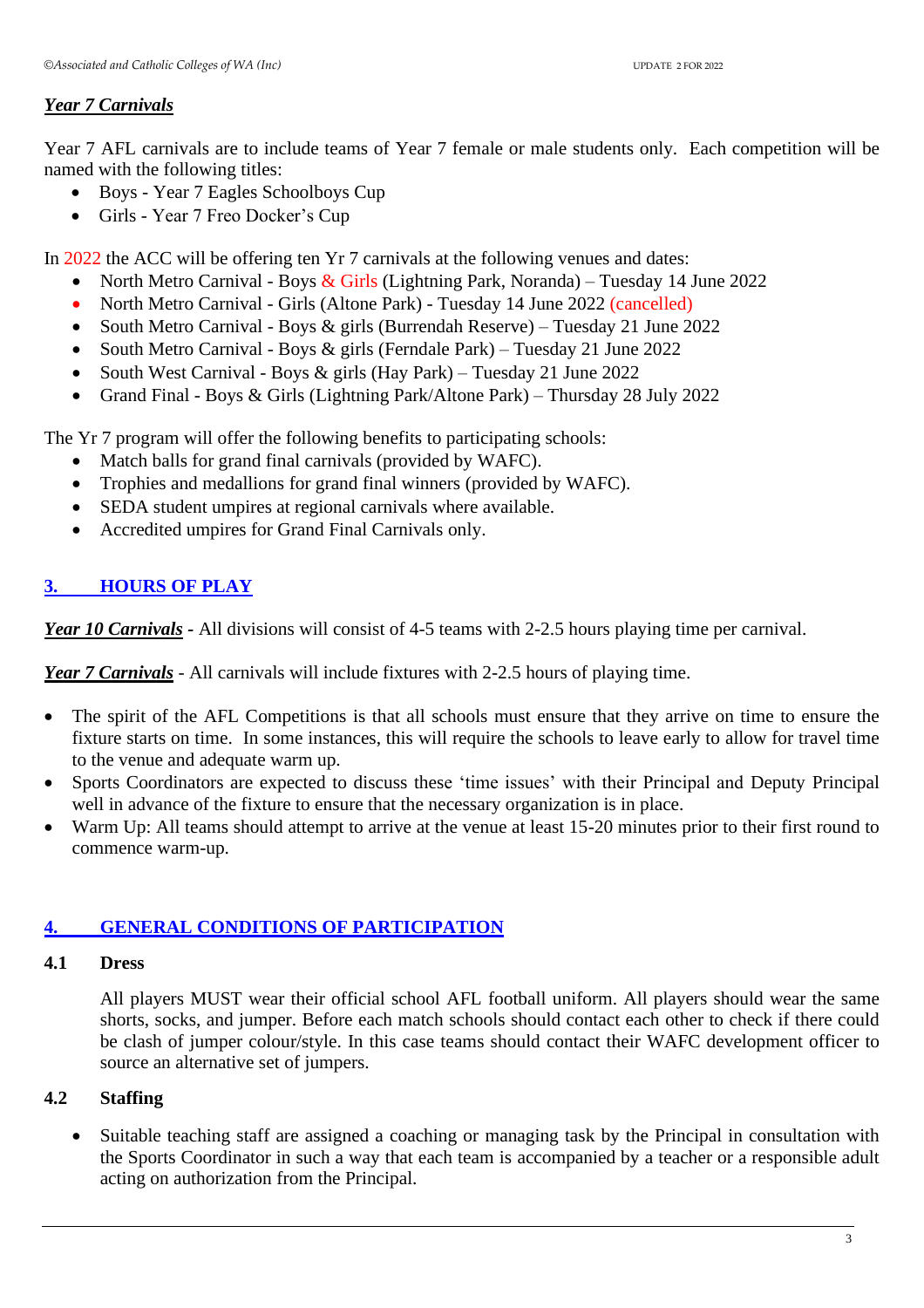***Year 7 Carnivals***

Year 7 AFL carnivals are to include teams of Year 7 female or male students only. Each competition will be named with the following titles:

- Boys - Year 7 Eagles Schoolboys Cup
- Girls - Year 7 Freo Docker's Cup

In 2022 the ACC will be offering ten Yr 7 carnivals at the following venues and dates:

- North Metro Carnival - Boys & Girls (Lightning Park, Noranda) – Tuesday 14 June 2022
- North Metro Carnival - Girls (Altone Park) - Tuesday 14 June 2022 (cancelled)
- South Metro Carnival - Boys & girls (Burrendah Reserve) – Tuesday 21 June 2022
- South Metro Carnival - Boys & girls (Ferndale Park) – Tuesday 21 June 2022
- South West Carnival - Boys & girls (Hay Park) – Tuesday 21 June 2022
- Grand Final - Boys & Girls (Lightning Park/Altone Park) – Thursday 28 July 2022

The Yr 7 program will offer the following benefits to participating schools:

- Match balls for grand final carnivals (provided by WAFC).
- Trophies and medallions for grand final winners (provided by WAFC).
- SEDA student umpires at regional carnivals where available.
- Accredited umpires for Grand Final Carnivals only.

## 3. HOURS OF PLAY

***Year 10 Carnivals*** - All divisions will consist of 4-5 teams with 2-2.5 hours playing time per carnival.

***Year 7 Carnivals*** - All carnivals will include fixtures with 2-2.5 hours of playing time.

- The spirit of the AFL Competitions is that all schools must ensure that they arrive on time to ensure the fixture starts on time. In some instances, this will require the schools to leave early to allow for travel time to the venue and adequate warm up.
- Sports Coordinators are expected to discuss these 'time issues' with their Principal and Deputy Principal well in advance of the fixture to ensure that the necessary organization is in place.
- Warm Up: All teams should attempt to arrive at the venue at least 15-20 minutes prior to their first round to commence warm-up.

## 4. GENERAL CONDITIONS OF PARTICIPATION

### 4.1 Dress

All players MUST wear their official school AFL football uniform. All players should wear the same shorts, socks, and jumper. Before each match schools should contact each other to check if there could be clash of jumper colour/style. In this case teams should contact their WAFC development officer to source an alternative set of jumpers.

### 4.2 Staffing

- Suitable teaching staff are assigned a coaching or managing task by the Principal in consultation with the Sports Coordinator in such a way that each team is accompanied by a teacher or a responsible adult acting on authorization from the Principal.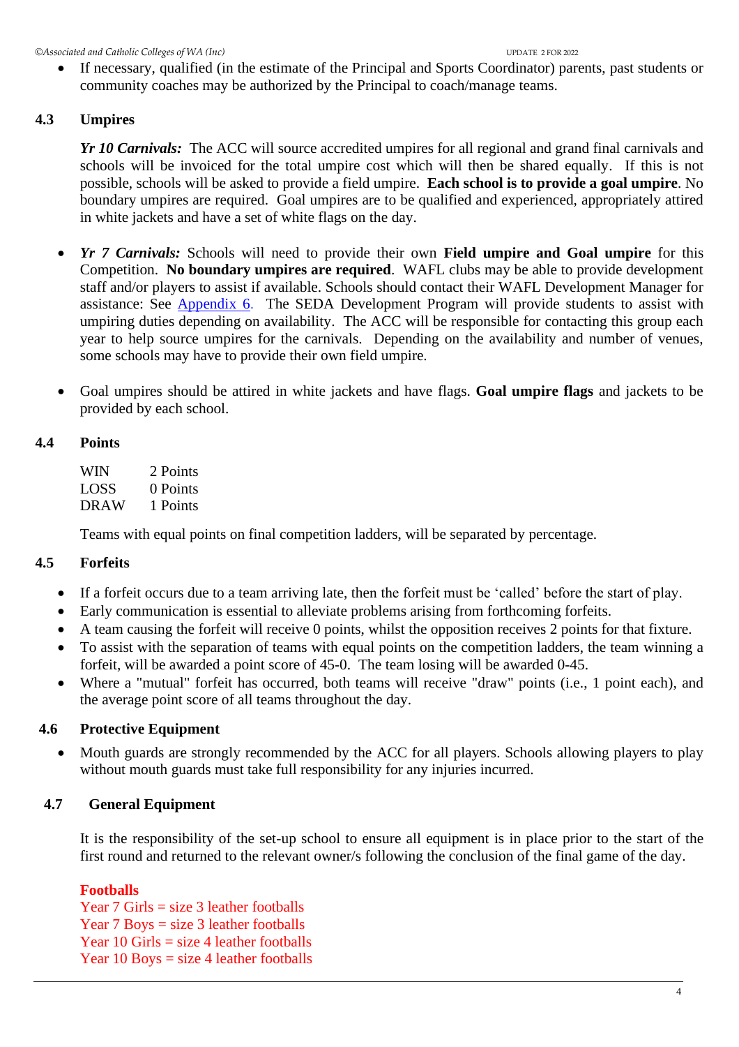- If necessary, qualified (in the estimate of the Principal and Sports Coordinator) parents, past students or community coaches may be authorized by the Principal to coach/manage teams.

### 4.3 Umpires

***Yr 10 Carnivals:*** The ACC will source accredited umpires for all regional and grand final carnivals and schools will be invoiced for the total umpire cost which will then be shared equally. If this is not possible, schools will be asked to provide a field umpire. **Each school is to provide a goal umpire**. No boundary umpires are required. Goal umpires are to be qualified and experienced, appropriately attired in white jackets and have a set of white flags on the day.

- ***Yr 7 Carnivals:*** Schools will need to provide their own **Field umpire and Goal umpire** for this Competition. **No boundary umpires are required**. WAFL clubs may be able to provide development staff and/or players to assist if available. Schools should contact their WAFL Development Manager for assistance: See Appendix 6. The SEDA Development Program will provide students to assist with umpiring duties depending on availability. The ACC will be responsible for contacting this group each year to help source umpires for the carnivals. Depending on the availability and number of venues, some schools may have to provide their own field umpire.

- Goal umpires should be attired in white jackets and have flags. **Goal umpire flags** and jackets to be provided by each school.

### 4.4 Points

| | |
|---|---|
| WIN | 2 Points |
| LOSS | 0 Points |
| DRAW | 1 Points |

Teams with equal points on final competition ladders, will be separated by percentage.

### 4.5 Forfeits

- If a forfeit occurs due to a team arriving late, then the forfeit must be 'called' before the start of play.
- Early communication is essential to alleviate problems arising from forthcoming forfeits.
- A team causing the forfeit will receive 0 points, whilst the opposition receives 2 points for that fixture.
- To assist with the separation of teams with equal points on the competition ladders, the team winning a forfeit, will be awarded a point score of 45-0. The team losing will be awarded 0-45.
- Where a "mutual" forfeit has occurred, both teams will receive "draw" points (i.e., 1 point each), and the average point score of all teams throughout the day.

### 4.6 Protective Equipment

- Mouth guards are strongly recommended by the ACC for all players. Schools allowing players to play without mouth guards must take full responsibility for any injuries incurred.

### 4.7 General Equipment

It is the responsibility of the set-up school to ensure all equipment is in place prior to the start of the first round and returned to the relevant owner/s following the conclusion of the final game of the day.

**Footballs**
Year 7 Girls = size 3 leather footballs
Year 7 Boys = size 3 leather footballs
Year 10 Girls = size 4 leather footballs
Year 10 Boys = size 4 leather footballs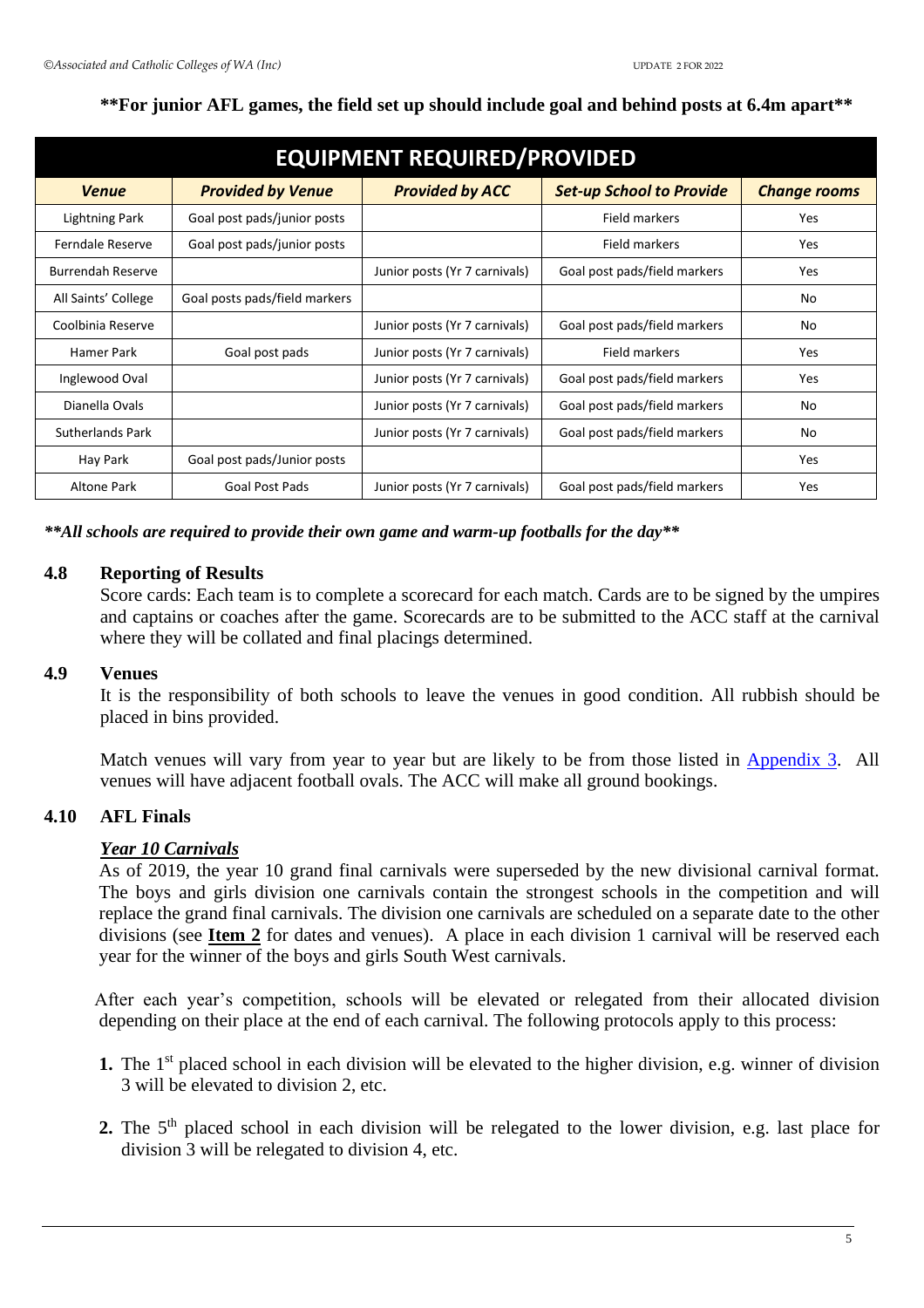**For junior AFL games, the field set up should include goal and behind posts at 6.4m apart**

| EQUIPMENT REQUIRED/PROVIDED | | | | |
|---|---|---|---|---|
| ***Venue*** | ***Provided by Venue*** | ***Provided by ACC*** | ***Set-up School to Provide*** | ***Change rooms*** |
| Lightning Park | Goal post pads/junior posts | | Field markers | Yes |
| Ferndale Reserve | Goal post pads/junior posts | | Field markers | Yes |
| Burrendah Reserve | | Junior posts (Yr 7 carnivals) | Goal post pads/field markers | Yes |
| All Saints' College | Goal posts pads/field markers | | | No |
| Coolbinia Reserve | | Junior posts (Yr 7 carnivals) | Goal post pads/field markers | No |
| Hamer Park | Goal post pads | Junior posts (Yr 7 carnivals) | Field markers | Yes |
| Inglewood Oval | | Junior posts (Yr 7 carnivals) | Goal post pads/field markers | Yes |
| Dianella Ovals | | Junior posts (Yr 7 carnivals) | Goal post pads/field markers | No |
| Sutherlands Park | | Junior posts (Yr 7 carnivals) | Goal post pads/field markers | No |
| Hay Park | Goal post pads/Junior posts | | | Yes |
| Altone Park | Goal Post Pads | Junior posts (Yr 7 carnivals) | Goal post pads/field markers | Yes |

***All schools are required to provide their own game and warm-up footballs for the day***

## 4.8 Reporting of Results

Score cards: Each team is to complete a scorecard for each match. Cards are to be signed by the umpires and captains or coaches after the game. Scorecards are to be submitted to the ACC staff at the carnival where they will be collated and final placings determined.

## 4.9 Venues

It is the responsibility of both schools to leave the venues in good condition. All rubbish should be placed in bins provided.

Match venues will vary from year to year but are likely to be from those listed in Appendix 3. All venues will have adjacent football ovals. The ACC will make all ground bookings.

## 4.10 AFL Finals

***Year 10 Carnivals***

As of 2019, the year 10 grand final carnivals were superseded by the new divisional carnival format. The boys and girls division one carnivals contain the strongest schools in the competition and will replace the grand final carnivals. The division one carnivals are scheduled on a separate date to the other divisions (see **Item 2** for dates and venues). A place in each division 1 carnival will be reserved each year for the winner of the boys and girls South West carnivals.

After each year's competition, schools will be elevated or relegated from their allocated division depending on their place at the end of each carnival. The following protocols apply to this process:

1. The 1st placed school in each division will be elevated to the higher division, e.g. winner of division 3 will be elevated to division 2, etc.
2. The 5th placed school in each division will be relegated to the lower division, e.g. last place for division 3 will be relegated to division 4, etc.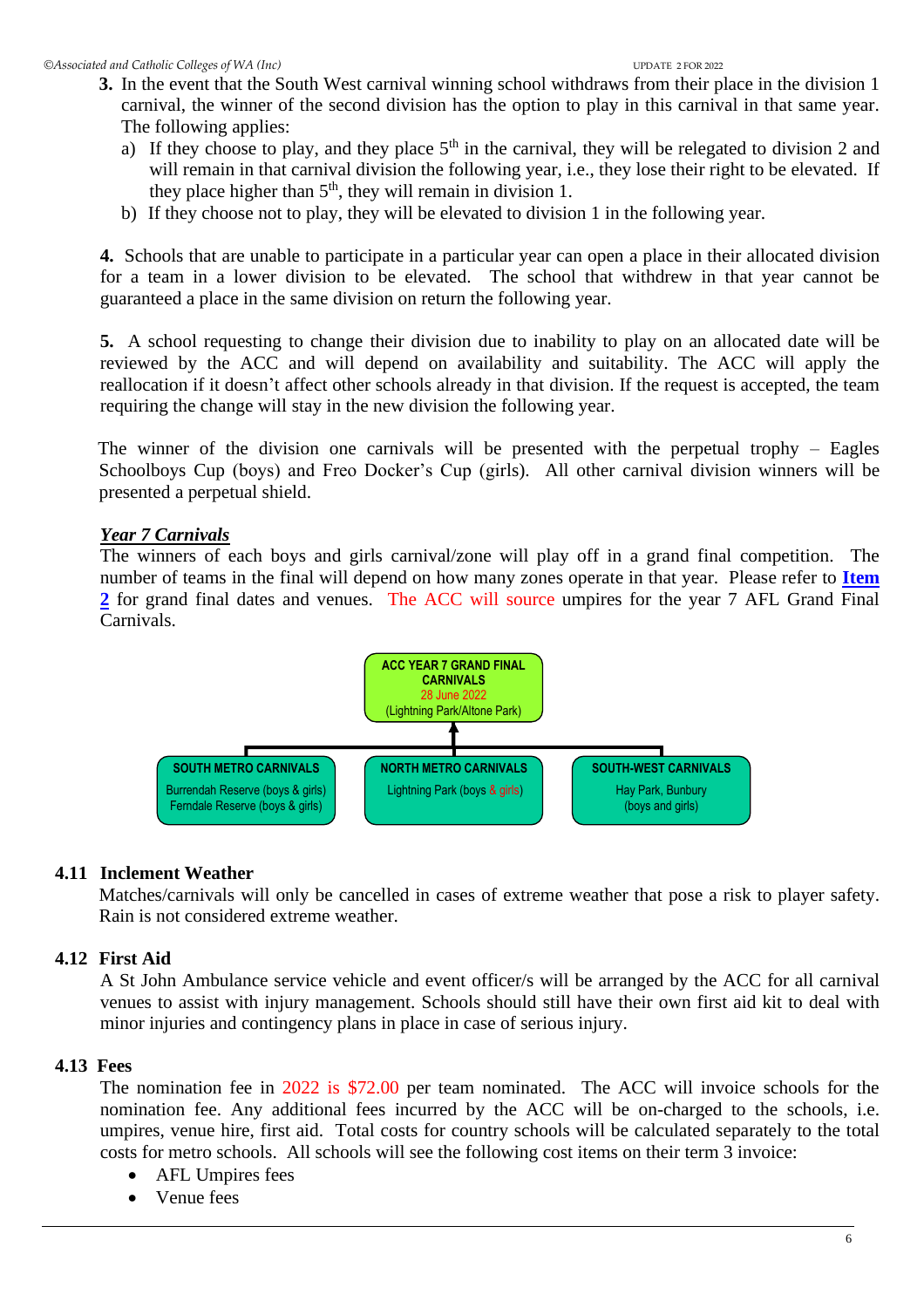3. In the event that the South West carnival winning school withdraws from their place in the division 1 carnival, the winner of the second division has the option to play in this carnival in that same year. The following applies:
   a) If they choose to play, and they place 5th in the carnival, they will be relegated to division 2 and will remain in that carnival division the following year, i.e., they lose their right to be elevated. If they place higher than 5th, they will remain in division 1.
   b) If they choose not to play, they will be elevated to division 1 in the following year.

**4.** Schools that are unable to participate in a particular year can open a place in their allocated division for a team in a lower division to be elevated. The school that withdrew in that year cannot be guaranteed a place in the same division on return the following year.

**5.** A school requesting to change their division due to inability to play on an allocated date will be reviewed by the ACC and will depend on availability and suitability. The ACC will apply the reallocation if it doesn't affect other schools already in that division. If the request is accepted, the team requiring the change will stay in the new division the following year.

The winner of the division one carnivals will be presented with the perpetual trophy – Eagles Schoolboys Cup (boys) and Freo Docker's Cup (girls). All other carnival division winners will be presented a perpetual shield.

***Year 7 Carnivals***

The winners of each boys and girls carnival/zone will play off in a grand final competition. The number of teams in the final will depend on how many zones operate in that year. Please refer to **Item 2** for grand final dates and venues. The ACC will source umpires for the year 7 AFL Grand Final Carnivals.

**ACC YEAR 7 GRAND FINAL CARNIVALS**
28 June 2022
(Lightning Park/Altone Park)

| SOUTH METRO CARNIVALS | NORTH METRO CARNIVALS | SOUTH-WEST CARNIVALS |
|---|---|---|
| Burrendah Reserve (boys & girls)<br>Ferndale Reserve (boys & girls) | Lightning Park (boys & girls) | Hay Park, Bunbury<br>(boys and girls) |

## 4.11 Inclement Weather

Matches/carnivals will only be cancelled in cases of extreme weather that pose a risk to player safety. Rain is not considered extreme weather.

## 4.12 First Aid

A St John Ambulance service vehicle and event officer/s will be arranged by the ACC for all carnival venues to assist with injury management. Schools should still have their own first aid kit to deal with minor injuries and contingency plans in place in case of serious injury.

## 4.13 Fees

The nomination fee in 2022 is $72.00 per team nominated. The ACC will invoice schools for the nomination fee. Any additional fees incurred by the ACC will be on-charged to the schools, i.e. umpires, venue hire, first aid. Total costs for country schools will be calculated separately to the total costs for metro schools. All schools will see the following cost items on their term 3 invoice:

- AFL Umpires fees
- Venue fees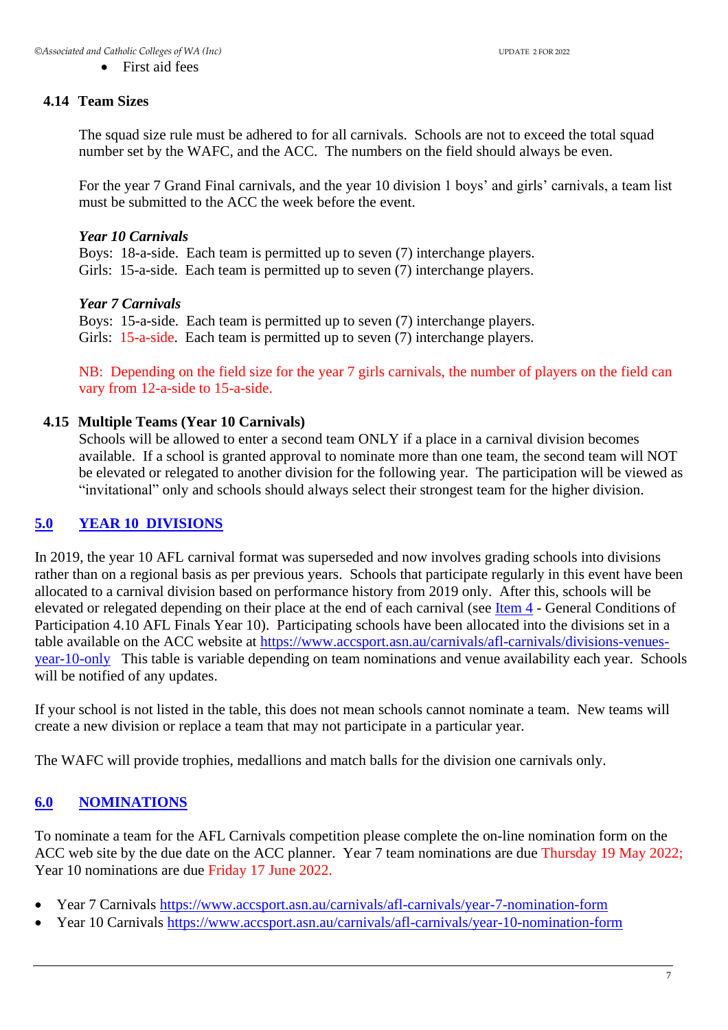- First aid fees

### 4.14 Team Sizes

The squad size rule must be adhered to for all carnivals. Schools are not to exceed the total squad number set by the WAFC, and the ACC. The numbers on the field should always be even.

For the year 7 Grand Final carnivals, and the year 10 division 1 boys' and girls' carnivals, a team list must be submitted to the ACC the week before the event.

***Year 10 Carnivals***
Boys: 18-a-side. Each team is permitted up to seven (7) interchange players.
Girls: 15-a-side. Each team is permitted up to seven (7) interchange players.

***Year 7 Carnivals***
Boys: 15-a-side. Each team is permitted up to seven (7) interchange players.
Girls: 15-a-side. Each team is permitted up to seven (7) interchange players.

NB: Depending on the field size for the year 7 girls carnivals, the number of players on the field can vary from 12-a-side to 15-a-side.

### 4.15 Multiple Teams (Year 10 Carnivals)

Schools will be allowed to enter a second team ONLY if a place in a carnival division becomes available. If a school is granted approval to nominate more than one team, the second team will NOT be elevated or relegated to another division for the following year. The participation will be viewed as "invitational" only and schools should always select their strongest team for the higher division.

## 5.0 YEAR 10 DIVISIONS

In 2019, the year 10 AFL carnival format was superseded and now involves grading schools into divisions rather than on a regional basis as per previous years. Schools that participate regularly in this event have been allocated to a carnival division based on performance history from 2019 only. After this, schools will be elevated or relegated depending on their place at the end of each carnival (see Item 4 - General Conditions of Participation 4.10 AFL Finals Year 10). Participating schools have been allocated into the divisions set in a table available on the ACC website at https://www.accsport.asn.au/carnivals/afl-carnivals/divisions-venues-year-10-only This table is variable depending on team nominations and venue availability each year. Schools will be notified of any updates.

If your school is not listed in the table, this does not mean schools cannot nominate a team. New teams will create a new division or replace a team that may not participate in a particular year.

The WAFC will provide trophies, medallions and match balls for the division one carnivals only.

## 6.0 NOMINATIONS

To nominate a team for the AFL Carnivals competition please complete the on-line nomination form on the ACC web site by the due date on the ACC planner. Year 7 team nominations are due Thursday 19 May 2022; Year 10 nominations are due Friday 17 June 2022.

- Year 7 Carnivals https://www.accsport.asn.au/carnivals/afl-carnivals/year-7-nomination-form
- Year 10 Carnivals https://www.accsport.asn.au/carnivals/afl-carnivals/year-10-nomination-form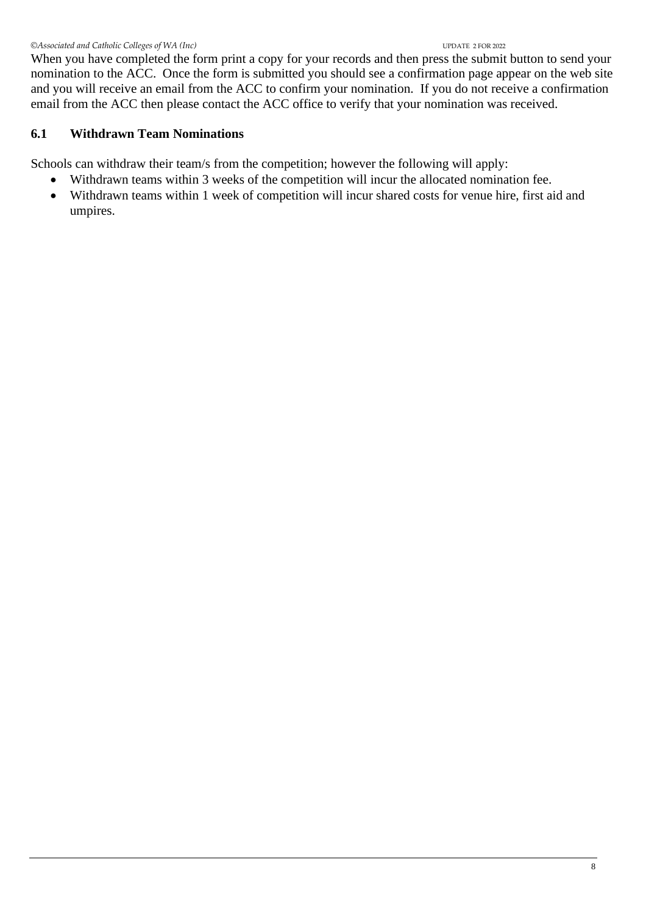When you have completed the form print a copy for your records and then press the submit button to send your nomination to the ACC. Once the form is submitted you should see a confirmation page appear on the web site and you will receive an email from the ACC to confirm your nomination. If you do not receive a confirmation email from the ACC then please contact the ACC office to verify that your nomination was received.

### 6.1 Withdrawn Team Nominations

Schools can withdraw their team/s from the competition; however the following will apply:

- Withdrawn teams within 3 weeks of the competition will incur the allocated nomination fee.
- Withdrawn teams within 1 week of competition will incur shared costs for venue hire, first aid and umpires.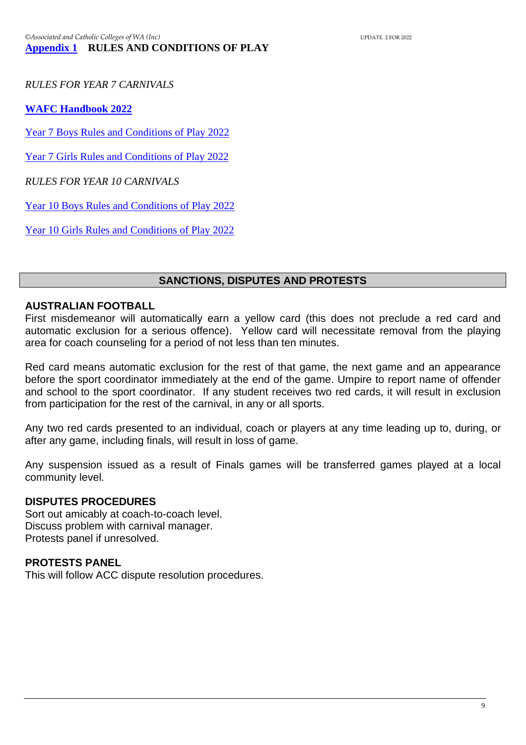**Appendix 1 RULES AND CONDITIONS OF PLAY**

*RULES FOR YEAR 7 CARNIVALS*

**WAFC Handbook 2022**

Year 7 Boys Rules and Conditions of Play 2022

Year 7 Girls Rules and Conditions of Play 2022

*RULES FOR YEAR 10 CARNIVALS*

Year 10 Boys Rules and Conditions of Play 2022

Year 10 Girls Rules and Conditions of Play 2022

## SANCTIONS, DISPUTES AND PROTESTS

### AUSTRALIAN FOOTBALL

First misdemeanor will automatically earn a yellow card (this does not preclude a red card and automatic exclusion for a serious offence). Yellow card will necessitate removal from the playing area for coach counseling for a period of not less than ten minutes.

Red card means automatic exclusion for the rest of that game, the next game and an appearance before the sport coordinator immediately at the end of the game. Umpire to report name of offender and school to the sport coordinator. If any student receives two red cards, it will result in exclusion from participation for the rest of the carnival, in any or all sports.

Any two red cards presented to an individual, coach or players at any time leading up to, during, or after any game, including finals, will result in loss of game.

Any suspension issued as a result of Finals games will be transferred games played at a local community level.

### DISPUTES PROCEDURES

Sort out amicably at coach-to-coach level.
Discuss problem with carnival manager.
Protests panel if unresolved.

### PROTESTS PANEL

This will follow ACC dispute resolution procedures.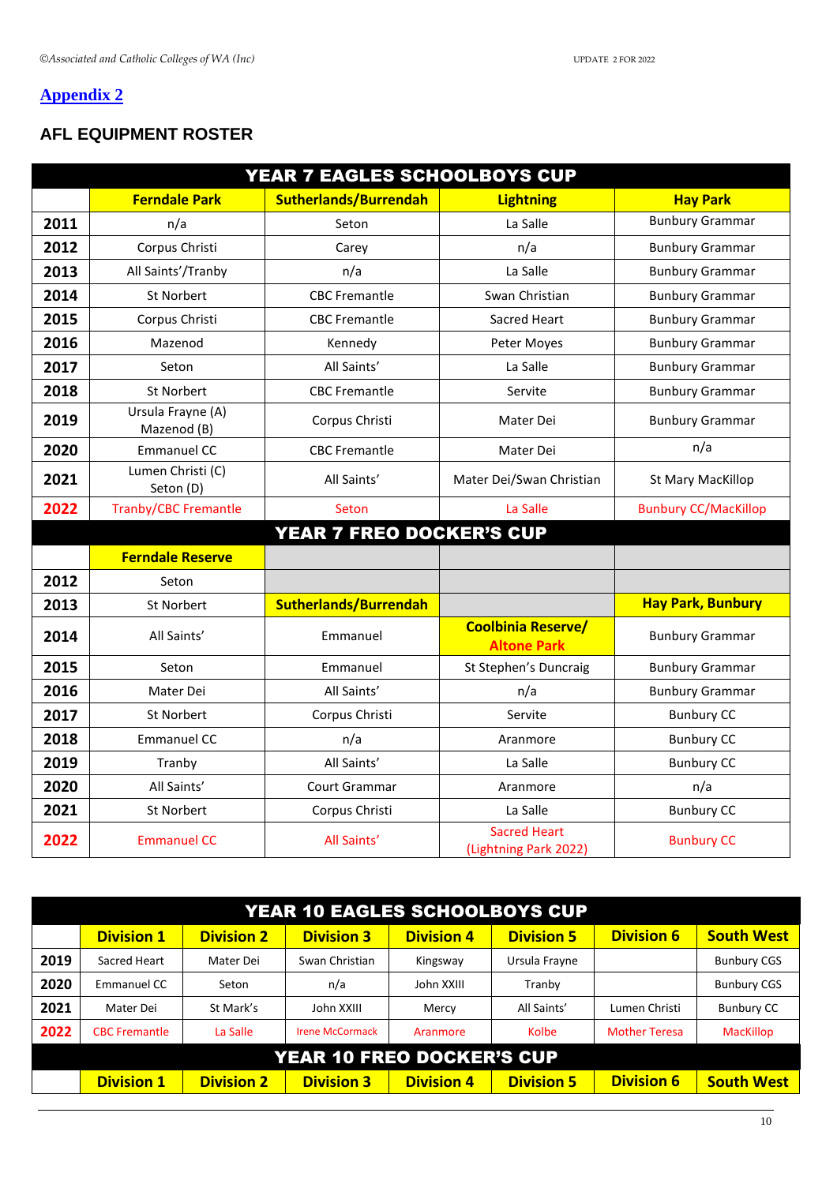## Appendix 2

### AFL EQUIPMENT ROSTER

| YEAR 7 EAGLES SCHOOLBOYS CUP | | | | |
|---|---|---|---|---|
| | **Ferndale Park** | **Sutherlands/Burrendah** | **Lightning** | **Hay Park** |
| **2011** | n/a | Seton | La Salle | Bunbury Grammar |
| **2012** | Corpus Christi | Carey | n/a | Bunbury Grammar |
| **2013** | All Saints'/Tranby | n/a | La Salle | Bunbury Grammar |
| **2014** | St Norbert | CBC Fremantle | Swan Christian | Bunbury Grammar |
| **2015** | Corpus Christi | CBC Fremantle | Sacred Heart | Bunbury Grammar |
| **2016** | Mazenod | Kennedy | Peter Moyes | Bunbury Grammar |
| **2017** | Seton | All Saints' | La Salle | Bunbury Grammar |
| **2018** | St Norbert | CBC Fremantle | Servite | Bunbury Grammar |
| **2019** | Ursula Frayne (A) Mazenod (B) | Corpus Christi | Mater Dei | Bunbury Grammar |
| **2020** | Emmanuel CC | CBC Fremantle | Mater Dei | n/a |
| **2021** | Lumen Christi (C) Seton (D) | All Saints' | Mater Dei/Swan Christian | St Mary MacKillop |
| **2022** | Tranby/CBC Fremantle | Seton | La Salle | Bunbury CC/MacKillop |
| **YEAR 7 FREO DOCKER'S CUP** | | | | |
| | **Ferndale Reserve** | | | |
| **2012** | Seton | | | |
| **2013** | St Norbert | **Sutherlands/Burrendah** | | **Hay Park, Bunbury** |
| **2014** | All Saints' | Emmanuel | **Coolbinia Reserve/ Altone Park** | Bunbury Grammar |
| **2015** | Seton | Emmanuel | St Stephen's Duncraig | Bunbury Grammar |
| **2016** | Mater Dei | All Saints' | n/a | Bunbury Grammar |
| **2017** | St Norbert | Corpus Christi | Servite | Bunbury CC |
| **2018** | Emmanuel CC | n/a | Aranmore | Bunbury CC |
| **2019** | Tranby | All Saints' | La Salle | Bunbury CC |
| **2020** | All Saints' | Court Grammar | Aranmore | n/a |
| **2021** | St Norbert | Corpus Christi | La Salle | Bunbury CC |
| **2022** | Emmanuel CC | All Saints' | Sacred Heart (Lightning Park 2022) | Bunbury CC |

| YEAR 10 EAGLES SCHOOLBOYS CUP | | | | | | | |
|---|---|---|---|---|---|---|---|
| | **Division 1** | **Division 2** | **Division 3** | **Division 4** | **Division 5** | **Division 6** | **South West** |
| **2019** | Sacred Heart | Mater Dei | Swan Christian | Kingsway | Ursula Frayne | | Bunbury CGS |
| **2020** | Emmanuel CC | Seton | n/a | John XXIII | Tranby | | Bunbury CGS |
| **2021** | Mater Dei | St Mark's | John XXIII | Mercy | All Saints' | Lumen Christi | Bunbury CC |
| **2022** | CBC Fremantle | La Salle | Irene McCormack | Aranmore | Kolbe | Mother Teresa | MacKillop |
| **YEAR 10 FREO DOCKER'S CUP** | | | | | | | |
| | **Division 1** | **Division 2** | **Division 3** | **Division 4** | **Division 5** | **Division 6** | **South West** |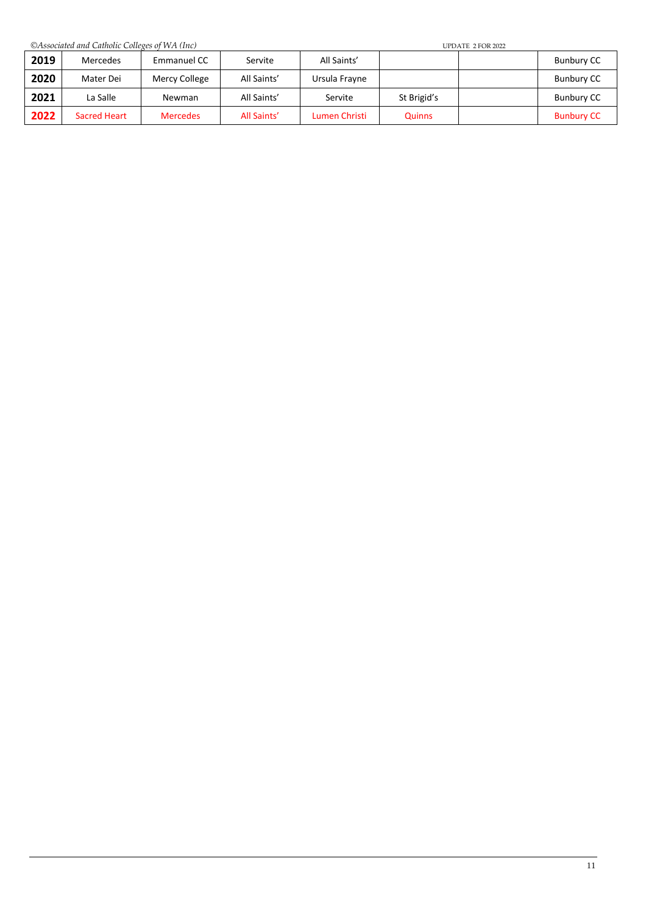| 2019 | Mercedes | Emmanuel CC | Servite | All Saints' | | | Bunbury CC |
|---|---|---|---|---|---|---|---|
| 2020 | Mater Dei | Mercy College | All Saints' | Ursula Frayne | | | Bunbury CC |
| 2021 | La Salle | Newman | All Saints' | Servite | St Brigid's | | Bunbury CC |
| **2022** | Sacred Heart | Mercedes | All Saints' | Lumen Christi | Quinns | | Bunbury CC |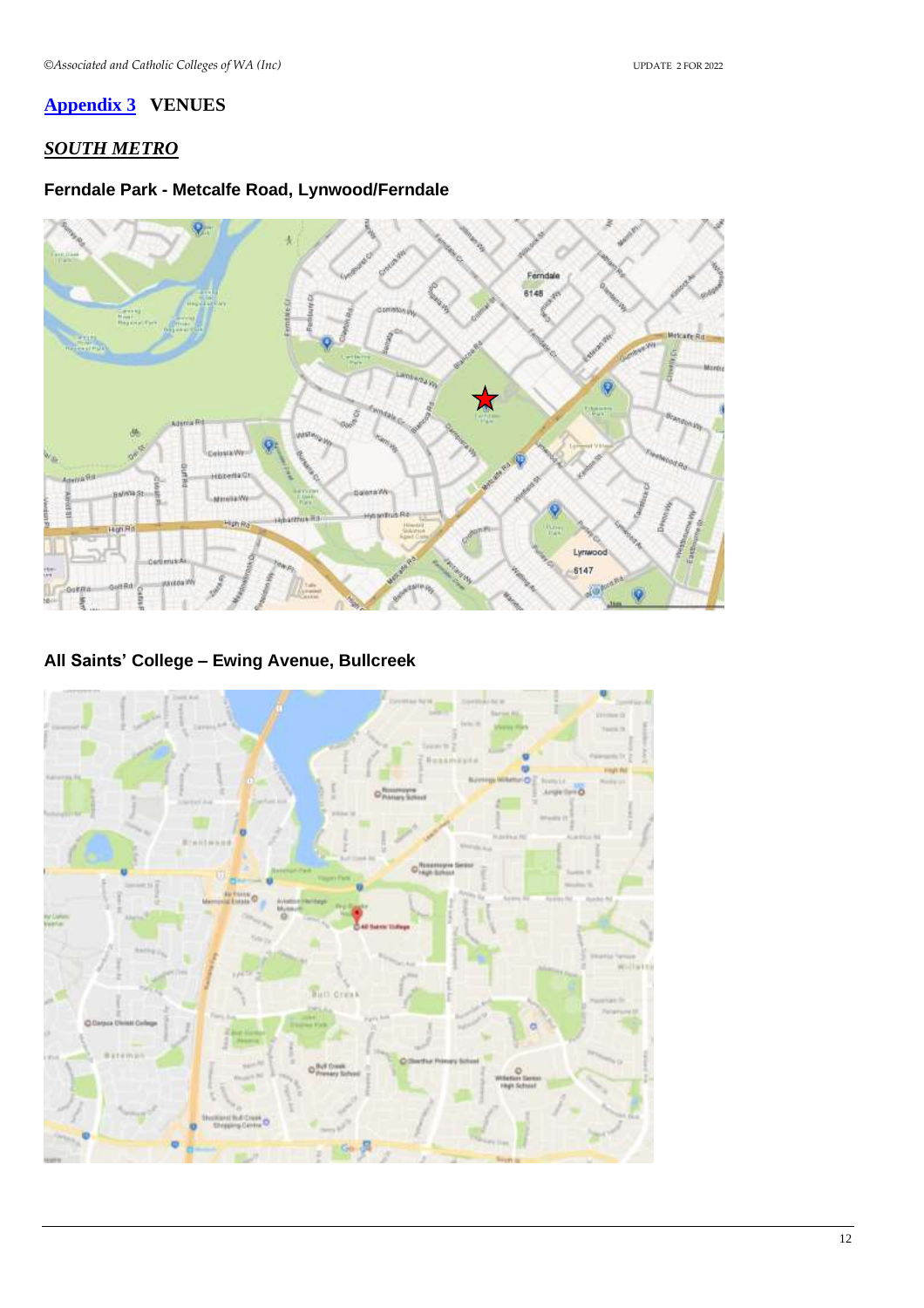## Appendix 3 VENUES

### *SOUTH METRO*

#### Ferndale Park - Metcalfe Road, Lynwood/Ferndale

#### All Saints' College – Ewing Avenue, Bullcreek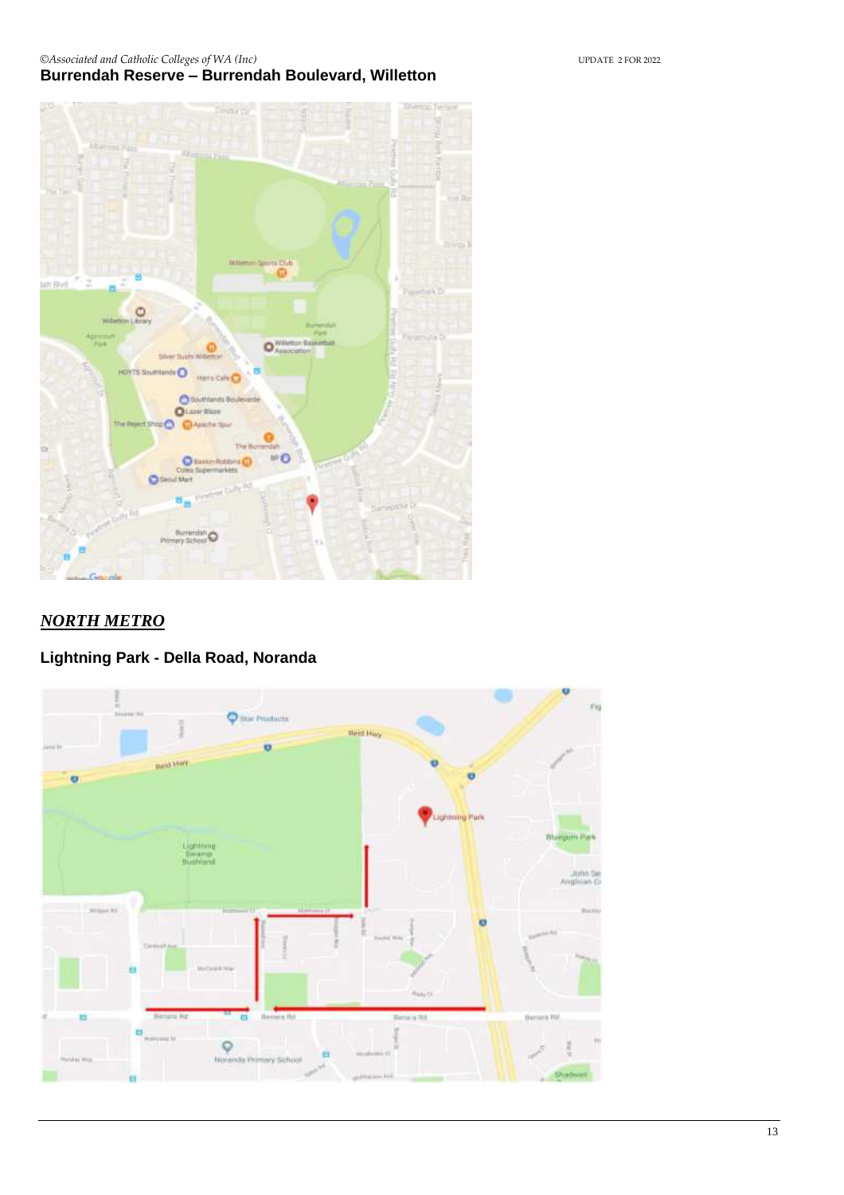## Burrendah Reserve – Burrendah Boulevard, Willetton

## ***NORTH METRO***

## Lightning Park - Della Road, Noranda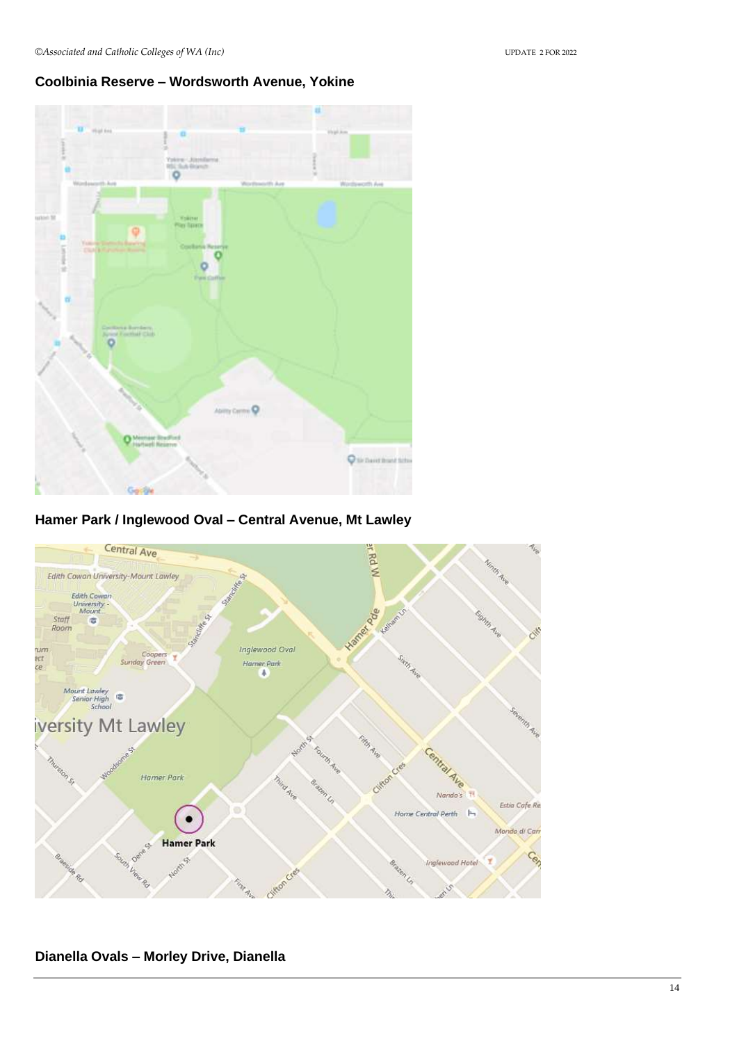## Coolbinia Reserve – Wordsworth Avenue, Yokine

## Hamer Park / Inglewood Oval – Central Avenue, Mt Lawley

## Dianella Ovals – Morley Drive, Dianella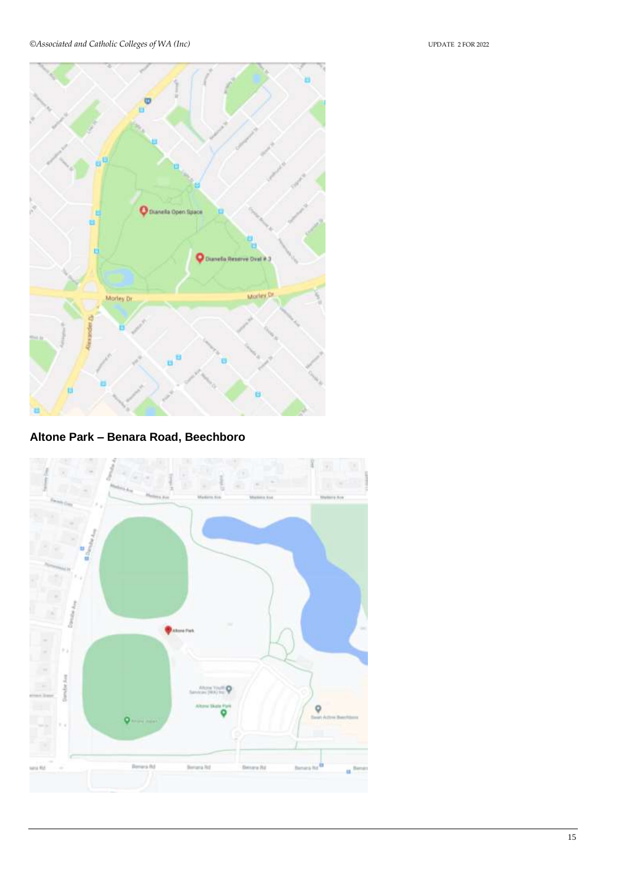## Altone Park – Benara Road, Beechboro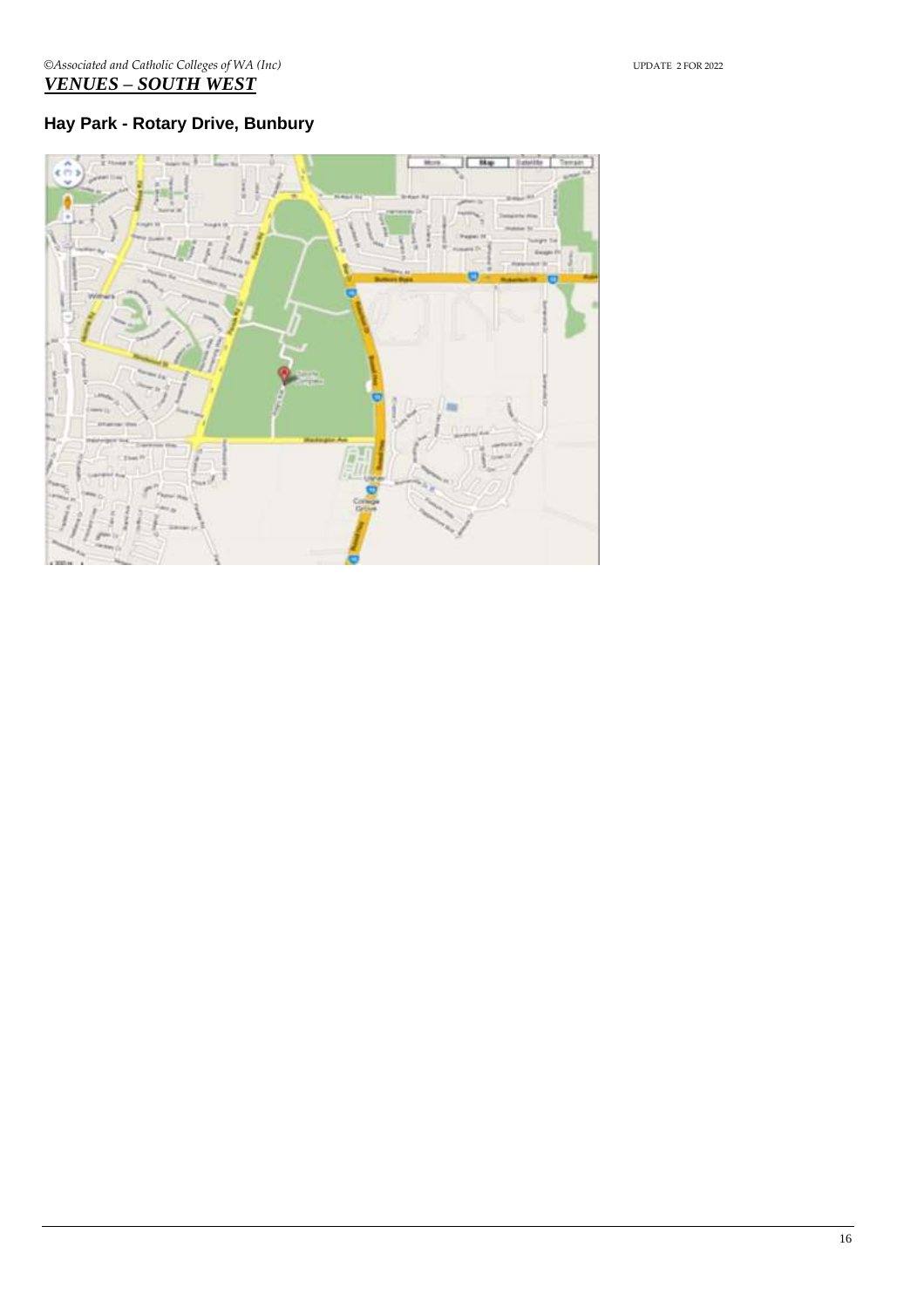## Hay Park - Rotary Drive, Bunbury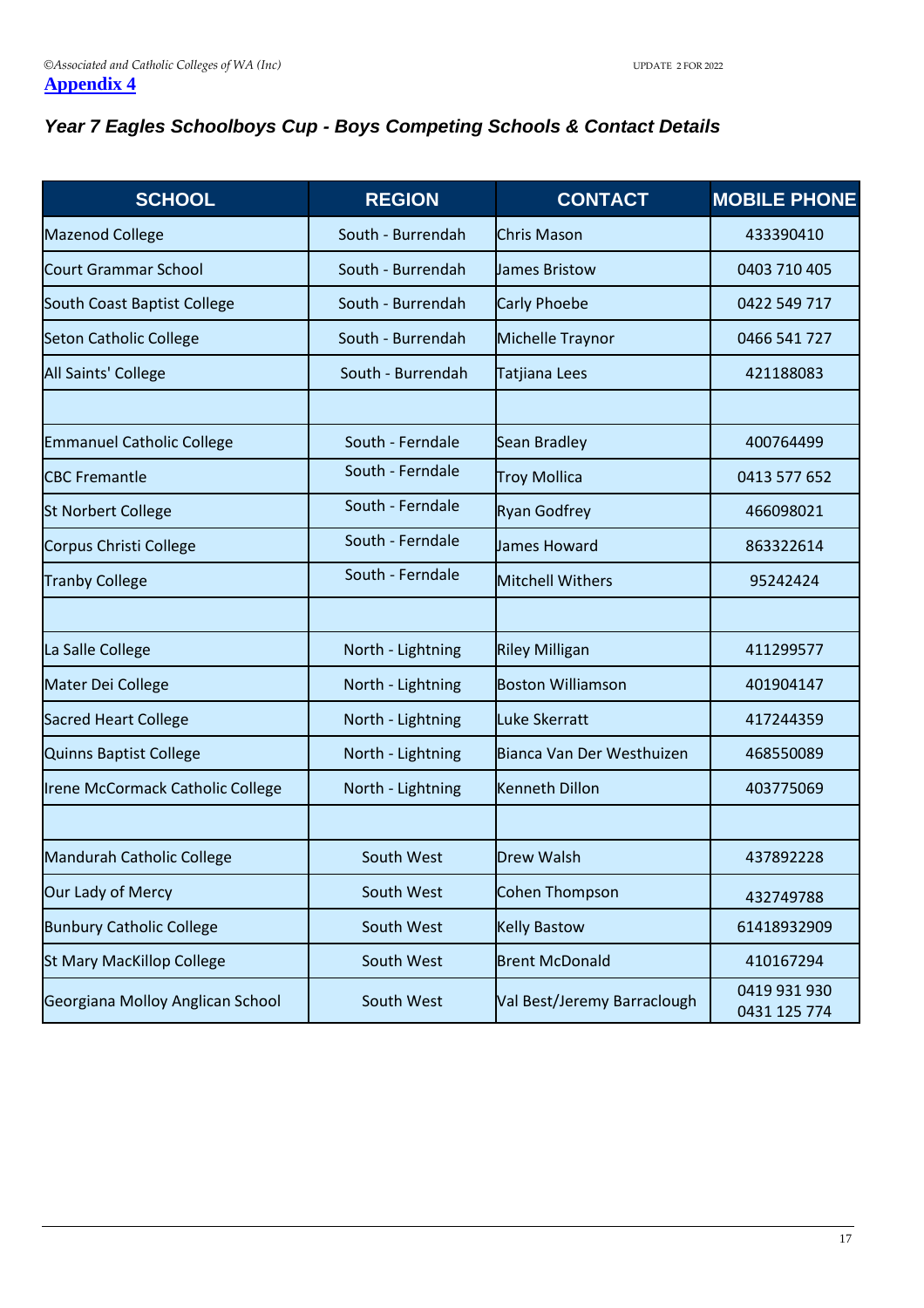©*Associated and Catholic Colleges of WA (Inc)*

**Appendix 4**

## *Year 7 Eagles Schoolboys Cup - Boys Competing Schools & Contact Details*

| SCHOOL | REGION | CONTACT | MOBILE PHONE |
|---|---|---|---|
| Mazenod College | South - Burrendah | Chris Mason | 433390410 |
| Court Grammar School | South - Burrendah | James Bristow | 0403 710 405 |
| South Coast Baptist College | South - Burrendah | Carly Phoebe | 0422 549 717 |
| Seton Catholic College | South - Burrendah | Michelle Traynor | 0466 541 727 |
| All Saints' College | South - Burrendah | Tatjiana Lees | 421188083 |
| | | | |
| Emmanuel Catholic College | South - Ferndale | Sean Bradley | 400764499 |
| CBC Fremantle | South - Ferndale | Troy Mollica | 0413 577 652 |
| St Norbert College | South - Ferndale | Ryan Godfrey | 466098021 |
| Corpus Christi College | South - Ferndale | James Howard | 863322614 |
| Tranby College | South - Ferndale | Mitchell Withers | 95242424 |
| | | | |
| La Salle College | North - Lightning | Riley Milligan | 411299577 |
| Mater Dei College | North - Lightning | Boston Williamson | 401904147 |
| Sacred Heart College | North - Lightning | Luke Skerratt | 417244359 |
| Quinns Baptist College | North - Lightning | Bianca Van Der Westhuizen | 468550089 |
| Irene McCormack Catholic College | North - Lightning | Kenneth Dillon | 403775069 |
| | | | |
| Mandurah Catholic College | South West | Drew Walsh | 437892228 |
| Our Lady of Mercy | South West | Cohen Thompson | 432749788 |
| Bunbury Catholic College | South West | Kelly Bastow | 61418932909 |
| St Mary MacKillop College | South West | Brent McDonald | 410167294 |
| Georgiana Molloy Anglican School | South West | Val Best/Jeremy Barraclough | 0419 931 930 0431 125 774 |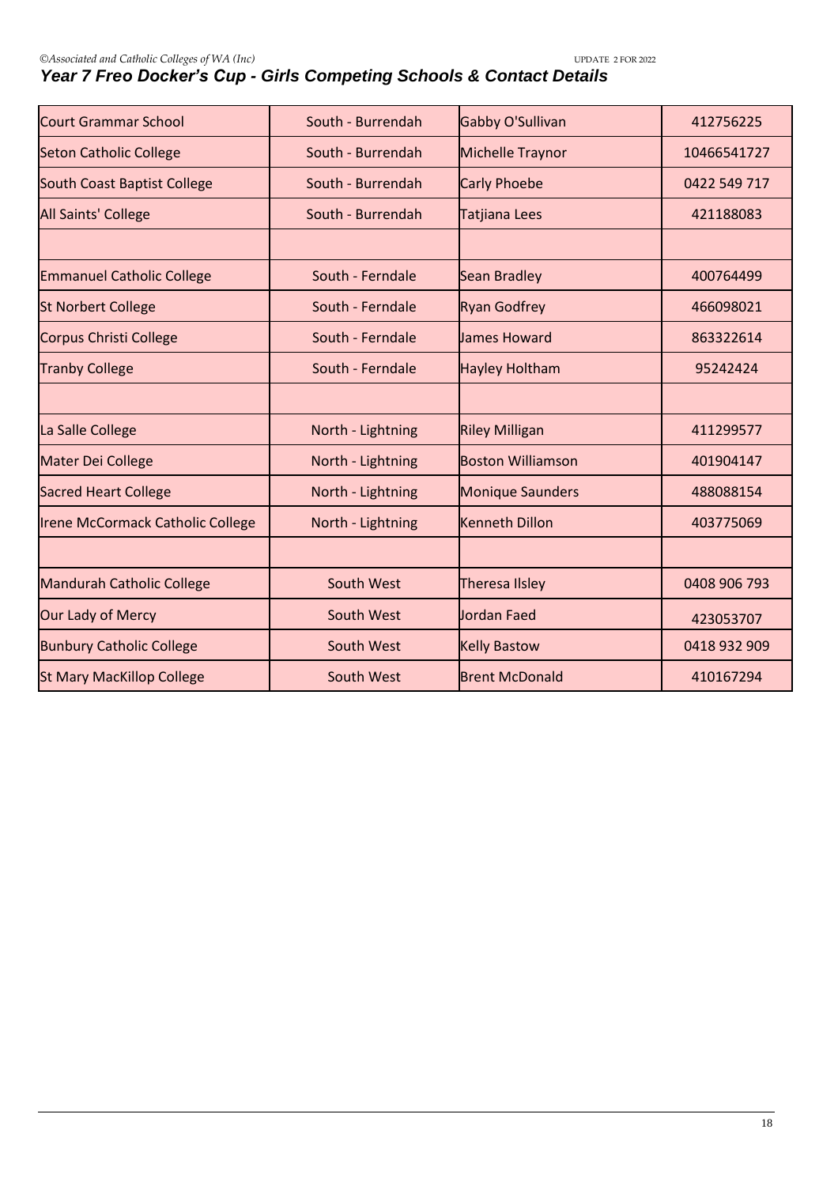## Year 7 Freo Docker's Cup - Girls Competing Schools & Contact Details

| | | | |
|---|---|---|---|
| Court Grammar School | South - Burrendah | Gabby O'Sullivan | 412756225 |
| Seton Catholic College | South - Burrendah | Michelle Traynor | 10466541727 |
| South Coast Baptist College | South - Burrendah | Carly Phoebe | 0422 549 717 |
| All Saints' College | South - Burrendah | Tatjiana Lees | 421188083 |
| | | | |
| Emmanuel Catholic College | South - Ferndale | Sean Bradley | 400764499 |
| St Norbert College | South - Ferndale | Ryan Godfrey | 466098021 |
| Corpus Christi College | South - Ferndale | James Howard | 863322614 |
| Tranby College | South - Ferndale | Hayley Holtham | 95242424 |
| | | | |
| La Salle College | North - Lightning | Riley Milligan | 411299577 |
| Mater Dei College | North - Lightning | Boston Williamson | 401904147 |
| Sacred Heart College | North - Lightning | Monique Saunders | 488088154 |
| Irene McCormack Catholic College | North - Lightning | Kenneth Dillon | 403775069 |
| | | | |
| Mandurah Catholic College | South West | Theresa Ilsley | 0408 906 793 |
| Our Lady of Mercy | South West | Jordan Faed | 423053707 |
| Bunbury Catholic College | South West | Kelly Bastow | 0418 932 909 |
| St Mary MacKillop College | South West | Brent McDonald | 410167294 |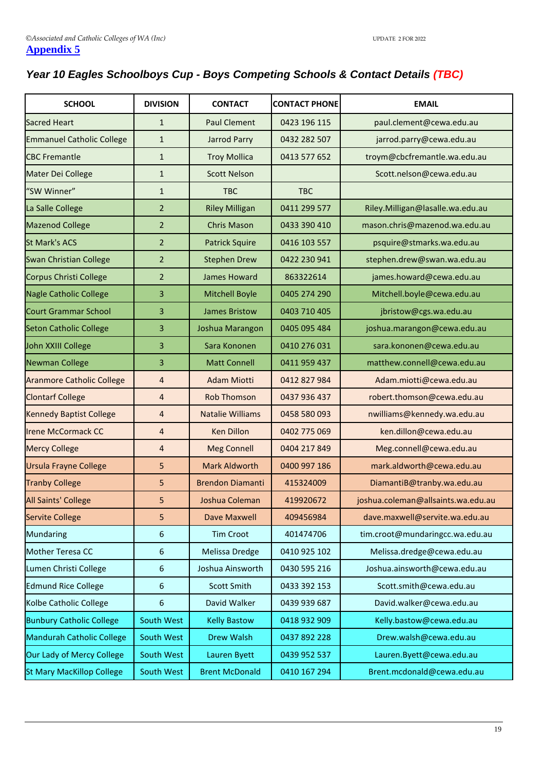©Associated and Catholic Colleges of WA (Inc)

UPDATE 2 FOR 2022

**Appendix 5**

## *Year 10 Eagles Schoolboys Cup - Boys Competing Schools & Contact Details (TBC)*

| SCHOOL | DIVISION | CONTACT | CONTACT PHONE | EMAIL |
|---|---|---|---|---|
| Sacred Heart | 1 | Paul Clement | 0423 196 115 | paul.clement@cewa.edu.au |
| Emmanuel Catholic College | 1 | Jarrod Parry | 0432 282 507 | jarrod.parry@cewa.edu.au |
| CBC Fremantle | 1 | Troy Mollica | 0413 577 652 | troym@cbcfremantle.wa.edu.au |
| Mater Dei College | 1 | Scott Nelson | | Scott.nelson@cewa.edu.au |
| "SW Winner" | 1 | TBC | TBC | |
| La Salle College | 2 | Riley Milligan | 0411 299 577 | Riley.Milligan@lasalle.wa.edu.au |
| Mazenod College | 2 | Chris Mason | 0433 390 410 | mason.chris@mazenod.wa.edu.au |
| St Mark's ACS | 2 | Patrick Squire | 0416 103 557 | psquire@stmarks.wa.edu.au |
| Swan Christian College | 2 | Stephen Drew | 0422 230 941 | stephen.drew@swan.wa.edu.au |
| Corpus Christi College | 2 | James Howard | 863322614 | james.howard@cewa.edu.au |
| Nagle Catholic College | 3 | Mitchell Boyle | 0405 274 290 | Mitchell.boyle@cewa.edu.au |
| Court Grammar School | 3 | James Bristow | 0403 710 405 | jbristow@cgs.wa.edu.au |
| Seton Catholic College | 3 | Joshua Marangon | 0405 095 484 | joshua.marangon@cewa.edu.au |
| John XXIII College | 3 | Sara Kononen | 0410 276 031 | sara.kononen@cewa.edu.au |
| Newman College | 3 | Matt Connell | 0411 959 437 | matthew.connell@cewa.edu.au |
| Aranmore Catholic College | 4 | Adam Miotti | 0412 827 984 | Adam.miotti@cewa.edu.au |
| Clontarf College | 4 | Rob Thomson | 0437 936 437 | robert.thomson@cewa.edu.au |
| Kennedy Baptist College | 4 | Natalie Williams | 0458 580 093 | nwilliams@kennedy.wa.edu.au |
| Irene McCormack CC | 4 | Ken Dillon | 0402 775 069 | ken.dillon@cewa.edu.au |
| Mercy College | 4 | Meg Connell | 0404 217 849 | Meg.connell@cewa.edu.au |
| Ursula Frayne College | 5 | Mark Aldworth | 0400 997 186 | mark.aldworth@cewa.edu.au |
| Tranby College | 5 | Brendon Diamanti | 415324009 | DiamantiB@tranby.wa.edu.au |
| All Saints' College | 5 | Joshua Coleman | 419920672 | joshua.coleman@allsaints.wa.edu.au |
| Servite College | 5 | Dave Maxwell | 409456984 | dave.maxwell@servite.wa.edu.au |
| Mundaring | 6 | Tim Croot | 401474706 | tim.croot@mundaringcc.wa.edu.au |
| Mother Teresa CC | 6 | Melissa Dredge | 0410 925 102 | Melissa.dredge@cewa.edu.au |
| Lumen Christi College | 6 | Joshua Ainsworth | 0430 595 216 | Joshua.ainsworth@cewa.edu.au |
| Edmund Rice College | 6 | Scott Smith | 0433 392 153 | Scott.smith@cewa.edu.au |
| Kolbe Catholic College | 6 | David Walker | 0439 939 687 | David.walker@cewa.edu.au |
| Bunbury Catholic College | South West | Kelly Bastow | 0418 932 909 | Kelly.bastow@cewa.edu.au |
| Mandurah Catholic College | South West | Drew Walsh | 0437 892 228 | Drew.walsh@cewa.edu.au |
| Our Lady of Mercy College | South West | Lauren Byett | 0439 952 537 | Lauren.Byett@cewa.edu.au |
| St Mary MacKillop College | South West | Brent McDonald | 0410 167 294 | Brent.mcdonald@cewa.edu.au |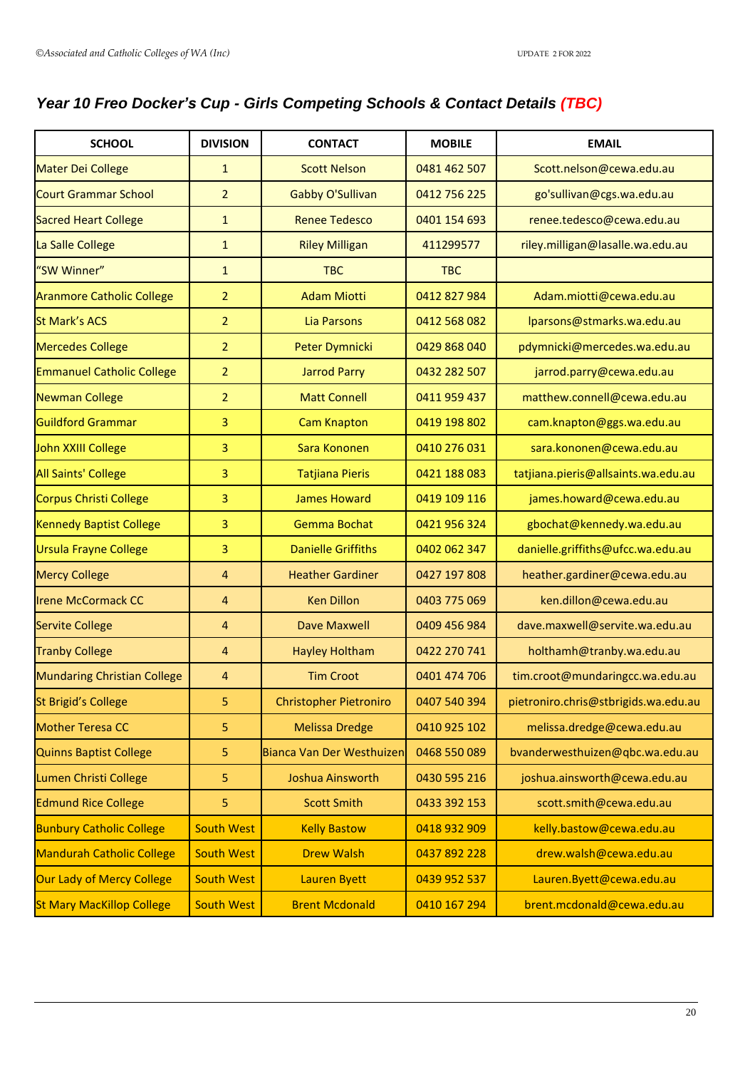## *Year 10 Freo Docker's Cup - Girls Competing Schools & Contact Details (TBC)*

| SCHOOL | DIVISION | CONTACT | MOBILE | EMAIL |
|---|---|---|---|---|
| Mater Dei College | 1 | Scott Nelson | 0481 462 507 | Scott.nelson@cewa.edu.au |
| Court Grammar School | 2 | Gabby O'Sullivan | 0412 756 225 | go'sullivan@cgs.wa.edu.au |
| Sacred Heart College | 1 | Renee Tedesco | 0401 154 693 | renee.tedesco@cewa.edu.au |
| La Salle College | 1 | Riley Milligan | 411299577 | riley.milligan@lasalle.wa.edu.au |
| "SW Winner" | 1 | TBC | TBC | |
| Aranmore Catholic College | 2 | Adam Miotti | 0412 827 984 | Adam.miotti@cewa.edu.au |
| St Mark's ACS | 2 | Lia Parsons | 0412 568 082 | lparsons@stmarks.wa.edu.au |
| Mercedes College | 2 | Peter Dymnicki | 0429 868 040 | pdymnicki@mercedes.wa.edu.au |
| Emmanuel Catholic College | 2 | Jarrod Parry | 0432 282 507 | jarrod.parry@cewa.edu.au |
| Newman College | 2 | Matt Connell | 0411 959 437 | matthew.connell@cewa.edu.au |
| Guildford Grammar | 3 | Cam Knapton | 0419 198 802 | cam.knapton@ggs.wa.edu.au |
| John XXIII College | 3 | Sara Kononen | 0410 276 031 | sara.kononen@cewa.edu.au |
| All Saints' College | 3 | Tatjiana Pieris | 0421 188 083 | tatjiana.pieris@allsaints.wa.edu.au |
| Corpus Christi College | 3 | James Howard | 0419 109 116 | james.howard@cewa.edu.au |
| Kennedy Baptist College | 3 | Gemma Bochat | 0421 956 324 | gbochat@kennedy.wa.edu.au |
| Ursula Frayne College | 3 | Danielle Griffiths | 0402 062 347 | danielle.griffiths@ufcc.wa.edu.au |
| Mercy College | 4 | Heather Gardiner | 0427 197 808 | heather.gardiner@cewa.edu.au |
| Irene McCormack CC | 4 | Ken Dillon | 0403 775 069 | ken.dillon@cewa.edu.au |
| Servite College | 4 | Dave Maxwell | 0409 456 984 | dave.maxwell@servite.wa.edu.au |
| Tranby College | 4 | Hayley Holtham | 0422 270 741 | holthamh@tranby.wa.edu.au |
| Mundaring Christian College | 4 | Tim Croot | 0401 474 706 | tim.croot@mundaringcc.wa.edu.au |
| St Brigid's College | 5 | Christopher Pietroniro | 0407 540 394 | pietroniro.chris@stbrigids.wa.edu.au |
| Mother Teresa CC | 5 | Melissa Dredge | 0410 925 102 | melissa.dredge@cewa.edu.au |
| Quinns Baptist College | 5 | Bianca Van Der Westhuizen | 0468 550 089 | bvanderwesthuizen@qbc.wa.edu.au |
| Lumen Christi College | 5 | Joshua Ainsworth | 0430 595 216 | joshua.ainsworth@cewa.edu.au |
| Edmund Rice College | 5 | Scott Smith | 0433 392 153 | scott.smith@cewa.edu.au |
| Bunbury Catholic College | South West | Kelly Bastow | 0418 932 909 | kelly.bastow@cewa.edu.au |
| Mandurah Catholic College | South West | Drew Walsh | 0437 892 228 | drew.walsh@cewa.edu.au |
| Our Lady of Mercy College | South West | Lauren Byett | 0439 952 537 | Lauren.Byett@cewa.edu.au |
| St Mary MacKillop College | South West | Brent Mcdonald | 0410 167 294 | brent.mcdonald@cewa.edu.au |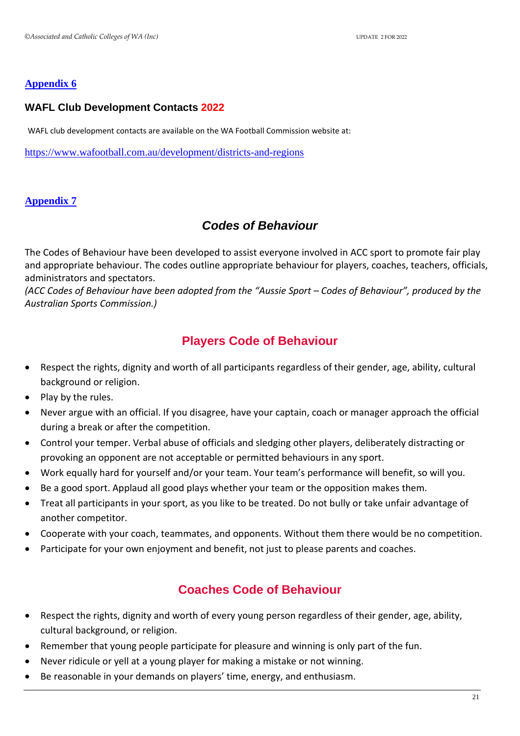## Appendix 6

### WAFL Club Development Contacts 2022

WAFL club development contacts are available on the WA Football Commission website at:

https://www.wafootball.com.au/development/districts-and-regions

## Appendix 7

## *Codes of Behaviour*

The Codes of Behaviour have been developed to assist everyone involved in ACC sport to promote fair play and appropriate behaviour. The codes outline appropriate behaviour for players, coaches, teachers, officials, administrators and spectators.
*(ACC Codes of Behaviour have been adopted from the "Aussie Sport – Codes of Behaviour", produced by the Australian Sports Commission.)*

### Players Code of Behaviour

- Respect the rights, dignity and worth of all participants regardless of their gender, age, ability, cultural background or religion.
- Play by the rules.
- Never argue with an official. If you disagree, have your captain, coach or manager approach the official during a break or after the competition.
- Control your temper. Verbal abuse of officials and sledging other players, deliberately distracting or provoking an opponent are not acceptable or permitted behaviours in any sport.
- Work equally hard for yourself and/or your team. Your team's performance will benefit, so will you.
- Be a good sport. Applaud all good plays whether your team or the opposition makes them.
- Treat all participants in your sport, as you like to be treated. Do not bully or take unfair advantage of another competitor.
- Cooperate with your coach, teammates, and opponents. Without them there would be no competition.
- Participate for your own enjoyment and benefit, not just to please parents and coaches.

### Coaches Code of Behaviour

- Respect the rights, dignity and worth of every young person regardless of their gender, age, ability, cultural background, or religion.
- Remember that young people participate for pleasure and winning is only part of the fun.
- Never ridicule or yell at a young player for making a mistake or not winning.
- Be reasonable in your demands on players' time, energy, and enthusiasm.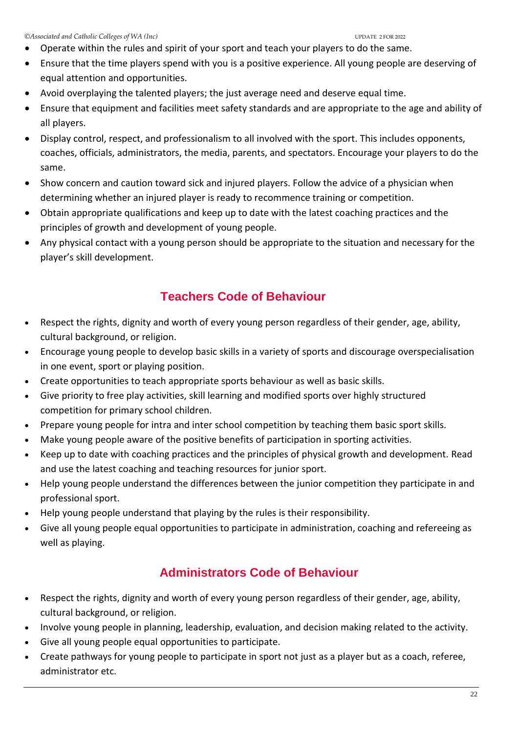- Operate within the rules and spirit of your sport and teach your players to do the same.
- Ensure that the time players spend with you is a positive experience. All young people are deserving of equal attention and opportunities.
- Avoid overplaying the talented players; the just average need and deserve equal time.
- Ensure that equipment and facilities meet safety standards and are appropriate to the age and ability of all players.
- Display control, respect, and professionalism to all involved with the sport. This includes opponents, coaches, officials, administrators, the media, parents, and spectators. Encourage your players to do the same.
- Show concern and caution toward sick and injured players. Follow the advice of a physician when determining whether an injured player is ready to recommence training or competition.
- Obtain appropriate qualifications and keep up to date with the latest coaching practices and the principles of growth and development of young people.
- Any physical contact with a young person should be appropriate to the situation and necessary for the player's skill development.

## Teachers Code of Behaviour

- Respect the rights, dignity and worth of every young person regardless of their gender, age, ability, cultural background, or religion.
- Encourage young people to develop basic skills in a variety of sports and discourage overspecialisation in one event, sport or playing position.
- Create opportunities to teach appropriate sports behaviour as well as basic skills.
- Give priority to free play activities, skill learning and modified sports over highly structured competition for primary school children.
- Prepare young people for intra and inter school competition by teaching them basic sport skills.
- Make young people aware of the positive benefits of participation in sporting activities.
- Keep up to date with coaching practices and the principles of physical growth and development. Read and use the latest coaching and teaching resources for junior sport.
- Help young people understand the differences between the junior competition they participate in and professional sport.
- Help young people understand that playing by the rules is their responsibility.
- Give all young people equal opportunities to participate in administration, coaching and refereeing as well as playing.

## Administrators Code of Behaviour

- Respect the rights, dignity and worth of every young person regardless of their gender, age, ability, cultural background, or religion.
- Involve young people in planning, leadership, evaluation, and decision making related to the activity.
- Give all young people equal opportunities to participate.
- Create pathways for young people to participate in sport not just as a player but as a coach, referee, administrator etc.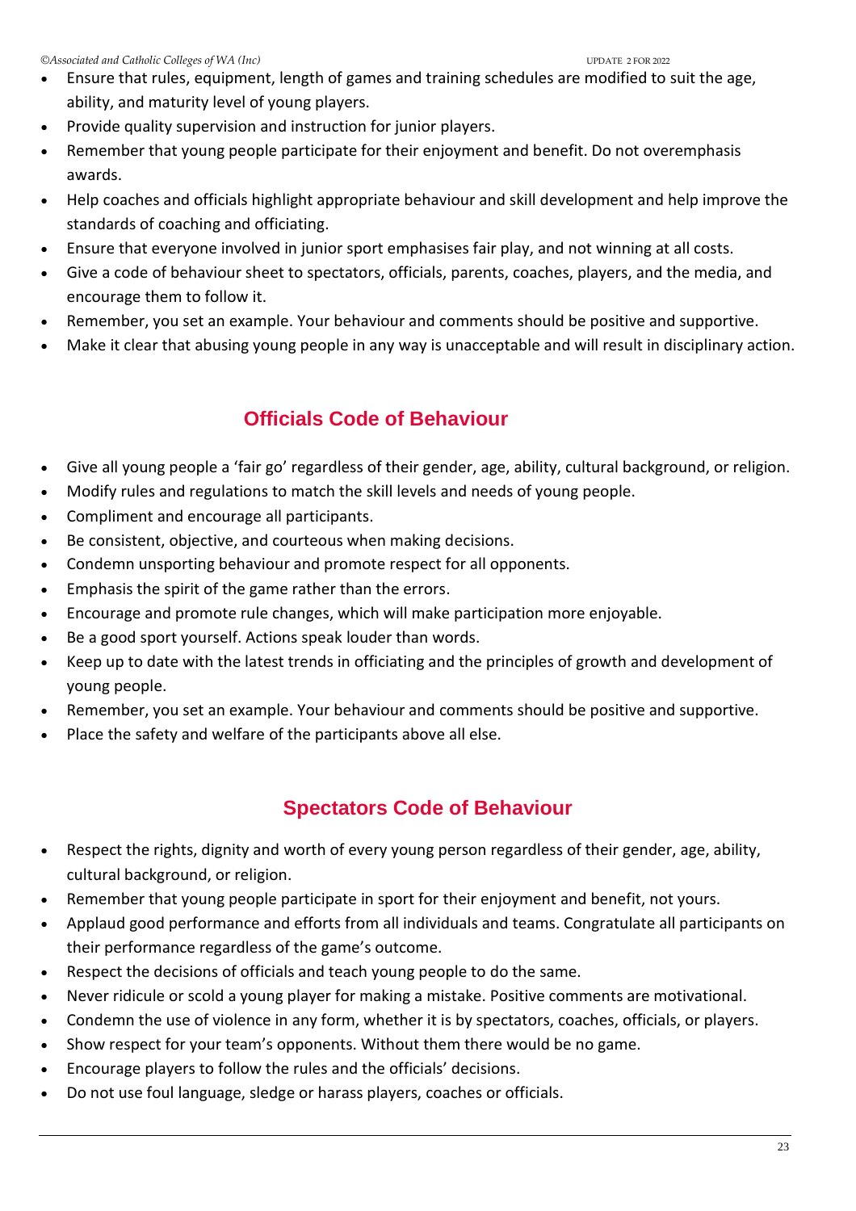- Ensure that rules, equipment, length of games and training schedules are modified to suit the age, ability, and maturity level of young players.
- Provide quality supervision and instruction for junior players.
- Remember that young people participate for their enjoyment and benefit. Do not overemphasis awards.
- Help coaches and officials highlight appropriate behaviour and skill development and help improve the standards of coaching and officiating.
- Ensure that everyone involved in junior sport emphasises fair play, and not winning at all costs.
- Give a code of behaviour sheet to spectators, officials, parents, coaches, players, and the media, and encourage them to follow it.
- Remember, you set an example. Your behaviour and comments should be positive and supportive.
- Make it clear that abusing young people in any way is unacceptable and will result in disciplinary action.

## Officials Code of Behaviour

- Give all young people a 'fair go' regardless of their gender, age, ability, cultural background, or religion.
- Modify rules and regulations to match the skill levels and needs of young people.
- Compliment and encourage all participants.
- Be consistent, objective, and courteous when making decisions.
- Condemn unsporting behaviour and promote respect for all opponents.
- Emphasis the spirit of the game rather than the errors.
- Encourage and promote rule changes, which will make participation more enjoyable.
- Be a good sport yourself. Actions speak louder than words.
- Keep up to date with the latest trends in officiating and the principles of growth and development of young people.
- Remember, you set an example. Your behaviour and comments should be positive and supportive.
- Place the safety and welfare of the participants above all else.

## Spectators Code of Behaviour

- Respect the rights, dignity and worth of every young person regardless of their gender, age, ability, cultural background, or religion.
- Remember that young people participate in sport for their enjoyment and benefit, not yours.
- Applaud good performance and efforts from all individuals and teams. Congratulate all participants on their performance regardless of the game's outcome.
- Respect the decisions of officials and teach young people to do the same.
- Never ridicule or scold a young player for making a mistake. Positive comments are motivational.
- Condemn the use of violence in any form, whether it is by spectators, coaches, officials, or players.
- Show respect for your team's opponents. Without them there would be no game.
- Encourage players to follow the rules and the officials' decisions.
- Do not use foul language, sledge or harass players, coaches or officials.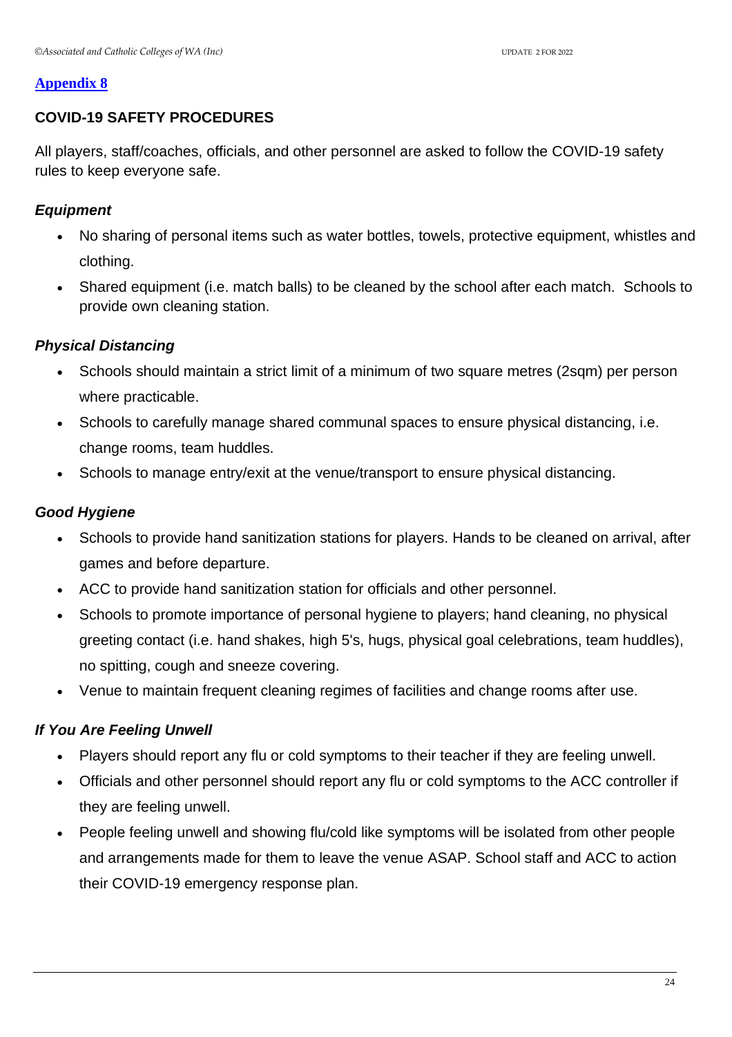**Appendix 8**

## COVID-19 SAFETY PROCEDURES

All players, staff/coaches, officials, and other personnel are asked to follow the COVID-19 safety rules to keep everyone safe.

### *Equipment*

- No sharing of personal items such as water bottles, towels, protective equipment, whistles and clothing.
- Shared equipment (i.e. match balls) to be cleaned by the school after each match. Schools to provide own cleaning station.

### *Physical Distancing*

- Schools should maintain a strict limit of a minimum of two square metres (2sqm) per person where practicable.
- Schools to carefully manage shared communal spaces to ensure physical distancing, i.e. change rooms, team huddles.
- Schools to manage entry/exit at the venue/transport to ensure physical distancing.

### *Good Hygiene*

- Schools to provide hand sanitization stations for players. Hands to be cleaned on arrival, after games and before departure.
- ACC to provide hand sanitization station for officials and other personnel.
- Schools to promote importance of personal hygiene to players; hand cleaning, no physical greeting contact (i.e. hand shakes, high 5's, hugs, physical goal celebrations, team huddles), no spitting, cough and sneeze covering.
- Venue to maintain frequent cleaning regimes of facilities and change rooms after use.

### *If You Are Feeling Unwell*

- Players should report any flu or cold symptoms to their teacher if they are feeling unwell.
- Officials and other personnel should report any flu or cold symptoms to the ACC controller if they are feeling unwell.
- People feeling unwell and showing flu/cold like symptoms will be isolated from other people and arrangements made for them to leave the venue ASAP. School staff and ACC to action their COVID-19 emergency response plan.